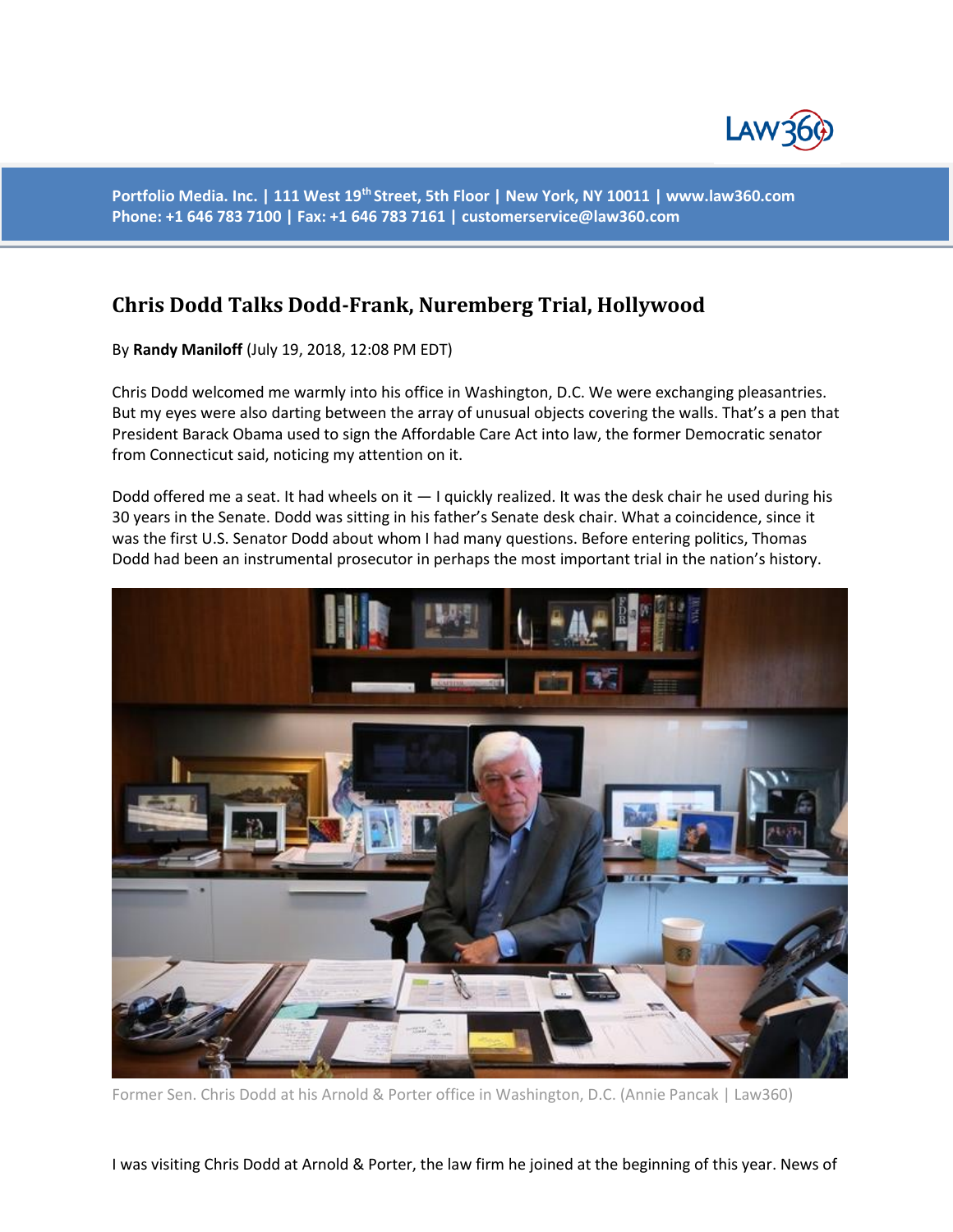Portfolio Media. Inc. | 111 West 19th Street, 5th Floor | New York, NY 10011 | www.law360.com
Phone: +1 646 783 7100 | Fax: +1 646 783 7161 | customerservice@law360.com

## Chris Dodd Talks Dodd-Frank, Nuremberg Trial, Hollywood

By **Randy Maniloff** (July 19, 2018, 12:08 PM EDT)

Chris Dodd welcomed me warmly into his office in Washington, D.C. We were exchanging pleasantries. But my eyes were also darting between the array of unusual objects covering the walls. That's a pen that President Barack Obama used to sign the Affordable Care Act into law, the former Democratic senator from Connecticut said, noticing my attention on it.

Dodd offered me a seat. It had wheels on it — I quickly realized. It was the desk chair he used during his 30 years in the Senate. Dodd was sitting in his father's Senate desk chair. What a coincidence, since it was the first U.S. Senator Dodd about whom I had many questions. Before entering politics, Thomas Dodd had been an instrumental prosecutor in perhaps the most important trial in the nation's history.

Former Sen. Chris Dodd at his Arnold & Porter office in Washington, D.C. (Annie Pancak | Law360)

I was visiting Chris Dodd at Arnold & Porter, the law firm he joined at the beginning of this year. News of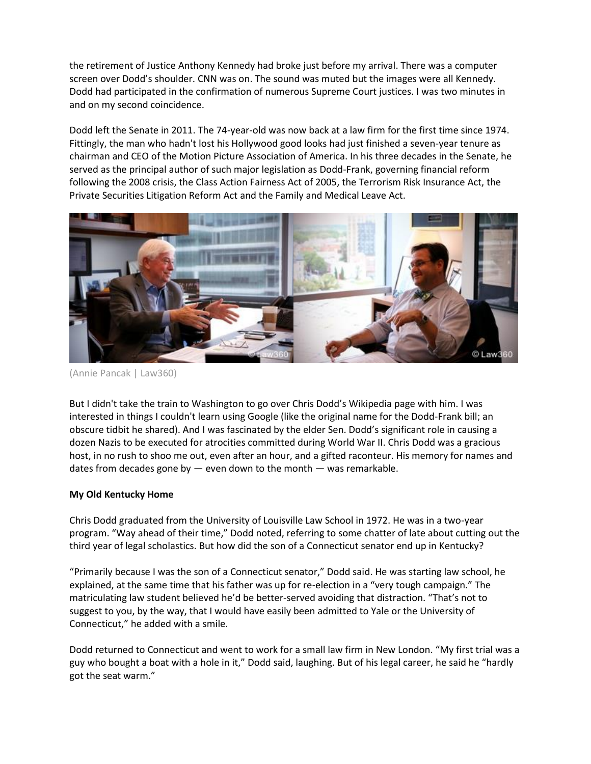the retirement of Justice Anthony Kennedy had broke just before my arrival. There was a computer screen over Dodd's shoulder. CNN was on. The sound was muted but the images were all Kennedy. Dodd had participated in the confirmation of numerous Supreme Court justices. I was two minutes in and on my second coincidence.

Dodd left the Senate in 2011. The 74-year-old was now back at a law firm for the first time since 1974. Fittingly, the man who hadn't lost his Hollywood good looks had just finished a seven-year tenure as chairman and CEO of the Motion Picture Association of America. In his three decades in the Senate, he served as the principal author of such major legislation as Dodd-Frank, governing financial reform following the 2008 crisis, the Class Action Fairness Act of 2005, the Terrorism Risk Insurance Act, the Private Securities Litigation Reform Act and the Family and Medical Leave Act.

(Annie Pancak | Law360)

But I didn't take the train to Washington to go over Chris Dodd's Wikipedia page with him. I was interested in things I couldn't learn using Google (like the original name for the Dodd-Frank bill; an obscure tidbit he shared). And I was fascinated by the elder Sen. Dodd's significant role in causing a dozen Nazis to be executed for atrocities committed during World War II. Chris Dodd was a gracious host, in no rush to shoo me out, even after an hour, and a gifted raconteur. His memory for names and dates from decades gone by — even down to the month — was remarkable.

**My Old Kentucky Home**

Chris Dodd graduated from the University of Louisville Law School in 1972. He was in a two-year program. "Way ahead of their time," Dodd noted, referring to some chatter of late about cutting out the third year of legal scholastics. But how did the son of a Connecticut senator end up in Kentucky?

"Primarily because I was the son of a Connecticut senator," Dodd said. He was starting law school, he explained, at the same time that his father was up for re-election in a "very tough campaign." The matriculating law student believed he'd be better-served avoiding that distraction. "That's not to suggest to you, by the way, that I would have easily been admitted to Yale or the University of Connecticut," he added with a smile.

Dodd returned to Connecticut and went to work for a small law firm in New London. "My first trial was a guy who bought a boat with a hole in it," Dodd said, laughing. But of his legal career, he said he "hardly got the seat warm."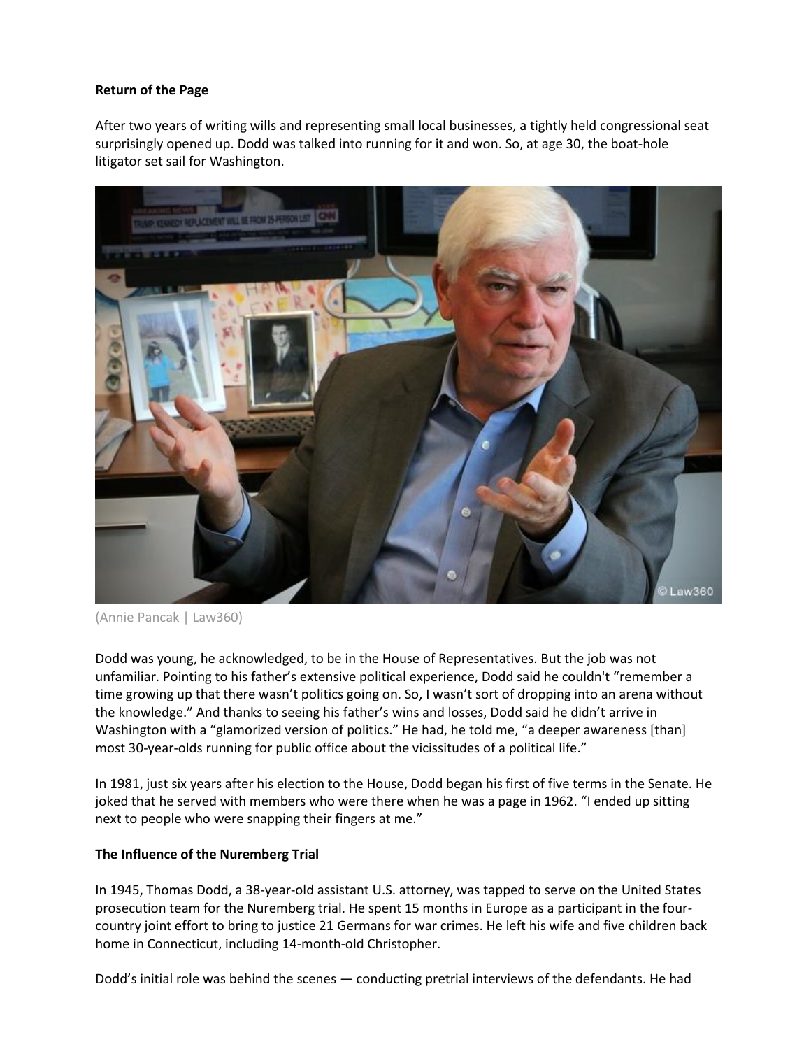**Return of the Page**

After two years of writing wills and representing small local businesses, a tightly held congressional seat surprisingly opened up. Dodd was talked into running for it and won. So, at age 30, the boat-hole litigator set sail for Washington.

(Annie Pancak | Law360)

Dodd was young, he acknowledged, to be in the House of Representatives. But the job was not unfamiliar. Pointing to his father's extensive political experience, Dodd said he couldn't "remember a time growing up that there wasn't politics going on. So, I wasn't sort of dropping into an arena without the knowledge." And thanks to seeing his father's wins and losses, Dodd said he didn't arrive in Washington with a "glamorized version of politics." He had, he told me, "a deeper awareness [than] most 30-year-olds running for public office about the vicissitudes of a political life."

In 1981, just six years after his election to the House, Dodd began his first of five terms in the Senate. He joked that he served with members who were there when he was a page in 1962. "I ended up sitting next to people who were snapping their fingers at me."

**The Influence of the Nuremberg Trial**

In 1945, Thomas Dodd, a 38-year-old assistant U.S. attorney, was tapped to serve on the United States prosecution team for the Nuremberg trial. He spent 15 months in Europe as a participant in the four-country joint effort to bring to justice 21 Germans for war crimes. He left his wife and five children back home in Connecticut, including 14-month-old Christopher.

Dodd's initial role was behind the scenes — conducting pretrial interviews of the defendants. He had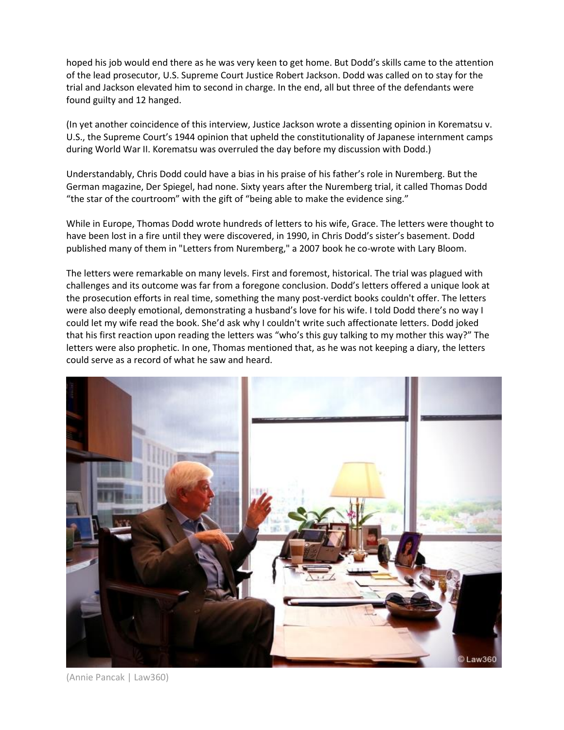hoped his job would end there as he was very keen to get home. But Dodd's skills came to the attention of the lead prosecutor, U.S. Supreme Court Justice Robert Jackson. Dodd was called on to stay for the trial and Jackson elevated him to second in charge. In the end, all but three of the defendants were found guilty and 12 hanged.

(In yet another coincidence of this interview, Justice Jackson wrote a dissenting opinion in Korematsu v. U.S., the Supreme Court's 1944 opinion that upheld the constitutionality of Japanese internment camps during World War II. Korematsu was overruled the day before my discussion with Dodd.)

Understandably, Chris Dodd could have a bias in his praise of his father's role in Nuremberg. But the German magazine, Der Spiegel, had none. Sixty years after the Nuremberg trial, it called Thomas Dodd "the star of the courtroom" with the gift of "being able to make the evidence sing."

While in Europe, Thomas Dodd wrote hundreds of letters to his wife, Grace. The letters were thought to have been lost in a fire until they were discovered, in 1990, in Chris Dodd's sister's basement. Dodd published many of them in "Letters from Nuremberg," a 2007 book he co-wrote with Lary Bloom.

The letters were remarkable on many levels. First and foremost, historical. The trial was plagued with challenges and its outcome was far from a foregone conclusion. Dodd's letters offered a unique look at the prosecution efforts in real time, something the many post-verdict books couldn't offer. The letters were also deeply emotional, demonstrating a husband's love for his wife. I told Dodd there's no way I could let my wife read the book. She'd ask why I couldn't write such affectionate letters. Dodd joked that his first reaction upon reading the letters was "who's this guy talking to my mother this way?" The letters were also prophetic. In one, Thomas mentioned that, as he was not keeping a diary, the letters could serve as a record of what he saw and heard.

(Annie Pancak | Law360)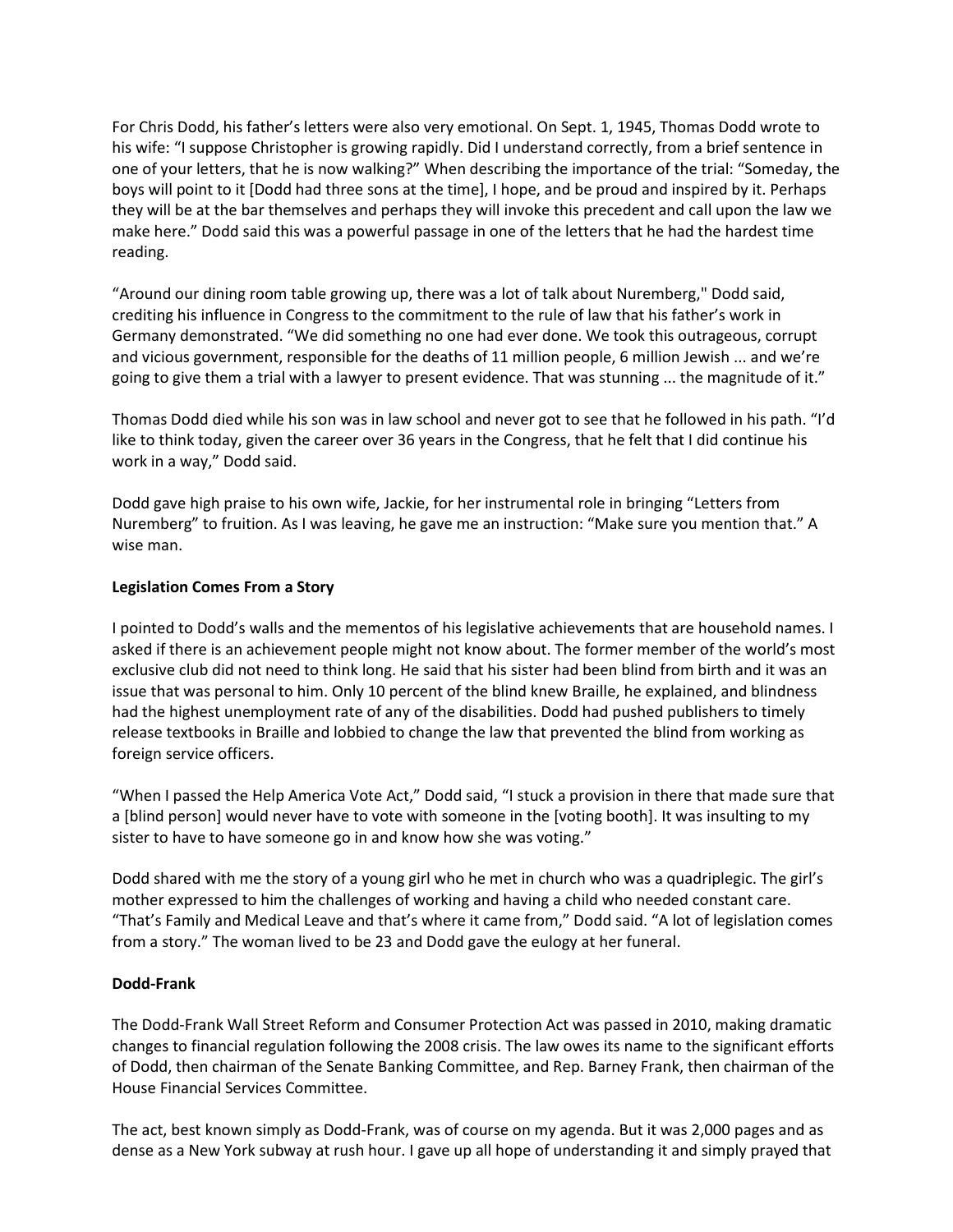For Chris Dodd, his father's letters were also very emotional. On Sept. 1, 1945, Thomas Dodd wrote to his wife: "I suppose Christopher is growing rapidly. Did I understand correctly, from a brief sentence in one of your letters, that he is now walking?" When describing the importance of the trial: "Someday, the boys will point to it [Dodd had three sons at the time], I hope, and be proud and inspired by it. Perhaps they will be at the bar themselves and perhaps they will invoke this precedent and call upon the law we make here." Dodd said this was a powerful passage in one of the letters that he had the hardest time reading.

"Around our dining room table growing up, there was a lot of talk about Nuremberg," Dodd said, crediting his influence in Congress to the commitment to the rule of law that his father's work in Germany demonstrated. "We did something no one had ever done. We took this outrageous, corrupt and vicious government, responsible for the deaths of 11 million people, 6 million Jewish ... and we're going to give them a trial with a lawyer to present evidence. That was stunning ... the magnitude of it."

Thomas Dodd died while his son was in law school and never got to see that he followed in his path. "I'd like to think today, given the career over 36 years in the Congress, that he felt that I did continue his work in a way," Dodd said.

Dodd gave high praise to his own wife, Jackie, for her instrumental role in bringing "Letters from Nuremberg" to fruition. As I was leaving, he gave me an instruction: "Make sure you mention that." A wise man.

**Legislation Comes From a Story**

I pointed to Dodd's walls and the mementos of his legislative achievements that are household names. I asked if there is an achievement people might not know about. The former member of the world's most exclusive club did not need to think long. He said that his sister had been blind from birth and it was an issue that was personal to him. Only 10 percent of the blind knew Braille, he explained, and blindness had the highest unemployment rate of any of the disabilities. Dodd had pushed publishers to timely release textbooks in Braille and lobbied to change the law that prevented the blind from working as foreign service officers.

"When I passed the Help America Vote Act," Dodd said, "I stuck a provision in there that made sure that a [blind person] would never have to vote with someone in the [voting booth]. It was insulting to my sister to have to have someone go in and know how she was voting."

Dodd shared with me the story of a young girl who he met in church who was a quadriplegic. The girl's mother expressed to him the challenges of working and having a child who needed constant care. "That's Family and Medical Leave and that's where it came from," Dodd said. "A lot of legislation comes from a story." The woman lived to be 23 and Dodd gave the eulogy at her funeral.

**Dodd-Frank**

The Dodd-Frank Wall Street Reform and Consumer Protection Act was passed in 2010, making dramatic changes to financial regulation following the 2008 crisis. The law owes its name to the significant efforts of Dodd, then chairman of the Senate Banking Committee, and Rep. Barney Frank, then chairman of the House Financial Services Committee.

The act, best known simply as Dodd-Frank, was of course on my agenda. But it was 2,000 pages and as dense as a New York subway at rush hour. I gave up all hope of understanding it and simply prayed that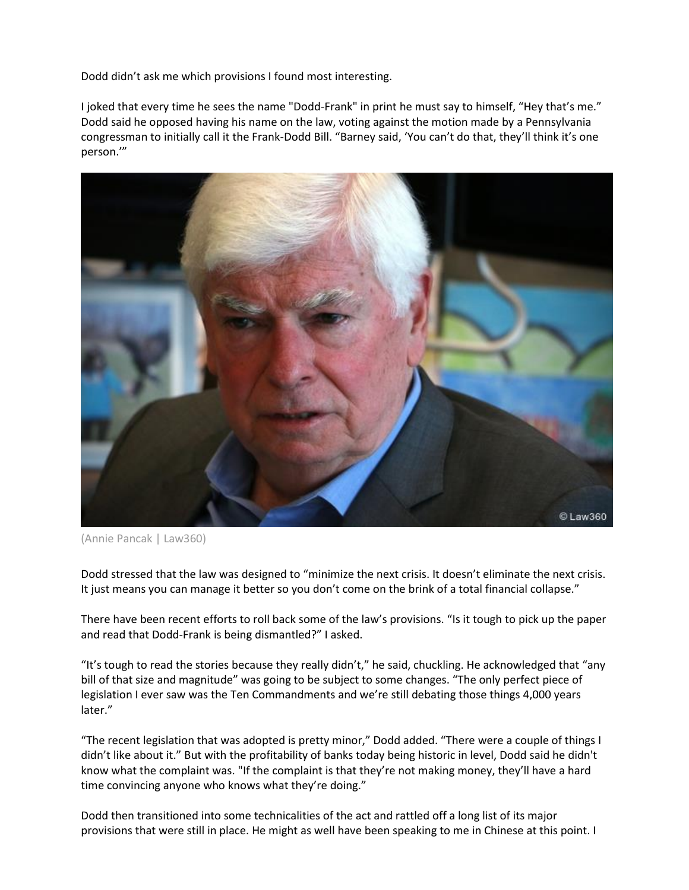Dodd didn't ask me which provisions I found most interesting.

I joked that every time he sees the name "Dodd-Frank" in print he must say to himself, "Hey that's me." Dodd said he opposed having his name on the law, voting against the motion made by a Pennsylvania congressman to initially call it the Frank-Dodd Bill. "Barney said, 'You can't do that, they'll think it's one person.'"

(Annie Pancak | Law360)

Dodd stressed that the law was designed to "minimize the next crisis. It doesn't eliminate the next crisis. It just means you can manage it better so you don't come on the brink of a total financial collapse."

There have been recent efforts to roll back some of the law's provisions. "Is it tough to pick up the paper and read that Dodd-Frank is being dismantled?" I asked.

"It's tough to read the stories because they really didn't," he said, chuckling. He acknowledged that "any bill of that size and magnitude" was going to be subject to some changes. "The only perfect piece of legislation I ever saw was the Ten Commandments and we're still debating those things 4,000 years later."

"The recent legislation that was adopted is pretty minor," Dodd added. "There were a couple of things I didn't like about it." But with the profitability of banks today being historic in level, Dodd said he didn't know what the complaint was. "If the complaint is that they're not making money, they'll have a hard time convincing anyone who knows what they're doing."

Dodd then transitioned into some technicalities of the act and rattled off a long list of its major provisions that were still in place. He might as well have been speaking to me in Chinese at this point. I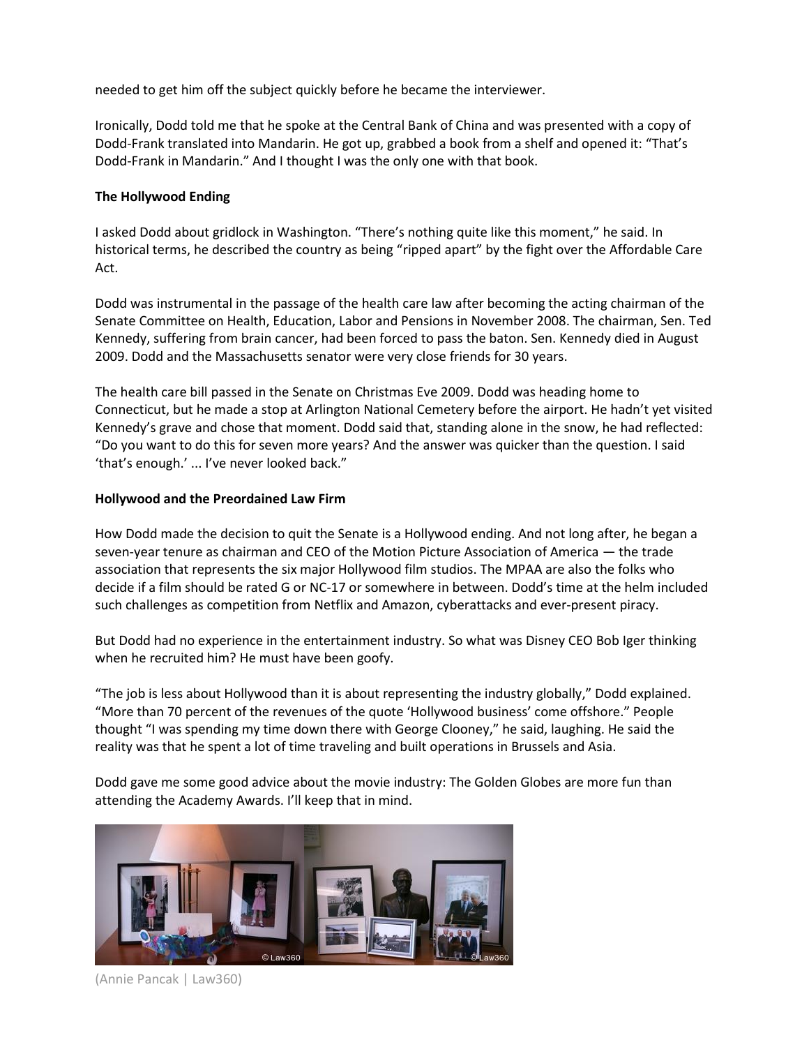needed to get him off the subject quickly before he became the interviewer.

Ironically, Dodd told me that he spoke at the Central Bank of China and was presented with a copy of Dodd-Frank translated into Mandarin. He got up, grabbed a book from a shelf and opened it: “That’s Dodd-Frank in Mandarin.” And I thought I was the only one with that book.

**The Hollywood Ending**

I asked Dodd about gridlock in Washington. “There’s nothing quite like this moment,” he said. In historical terms, he described the country as being “ripped apart” by the fight over the Affordable Care Act.

Dodd was instrumental in the passage of the health care law after becoming the acting chairman of the Senate Committee on Health, Education, Labor and Pensions in November 2008. The chairman, Sen. Ted Kennedy, suffering from brain cancer, had been forced to pass the baton. Sen. Kennedy died in August 2009. Dodd and the Massachusetts senator were very close friends for 30 years.

The health care bill passed in the Senate on Christmas Eve 2009. Dodd was heading home to Connecticut, but he made a stop at Arlington National Cemetery before the airport. He hadn’t yet visited Kennedy’s grave and chose that moment. Dodd said that, standing alone in the snow, he had reflected: “Do you want to do this for seven more years? And the answer was quicker than the question. I said ‘that’s enough.’ ... I’ve never looked back.”

**Hollywood and the Preordained Law Firm**

How Dodd made the decision to quit the Senate is a Hollywood ending. And not long after, he began a seven-year tenure as chairman and CEO of the Motion Picture Association of America — the trade association that represents the six major Hollywood film studios. The MPAA are also the folks who decide if a film should be rated G or NC-17 or somewhere in between. Dodd’s time at the helm included such challenges as competition from Netflix and Amazon, cyberattacks and ever-present piracy.

But Dodd had no experience in the entertainment industry. So what was Disney CEO Bob Iger thinking when he recruited him? He must have been goofy.

“The job is less about Hollywood than it is about representing the industry globally,” Dodd explained. “More than 70 percent of the revenues of the quote ‘Hollywood business’ come offshore.” People thought “I was spending my time down there with George Clooney,” he said, laughing. He said the reality was that he spent a lot of time traveling and built operations in Brussels and Asia.

Dodd gave me some good advice about the movie industry: The Golden Globes are more fun than attending the Academy Awards. I’ll keep that in mind.

(Annie Pancak | Law360)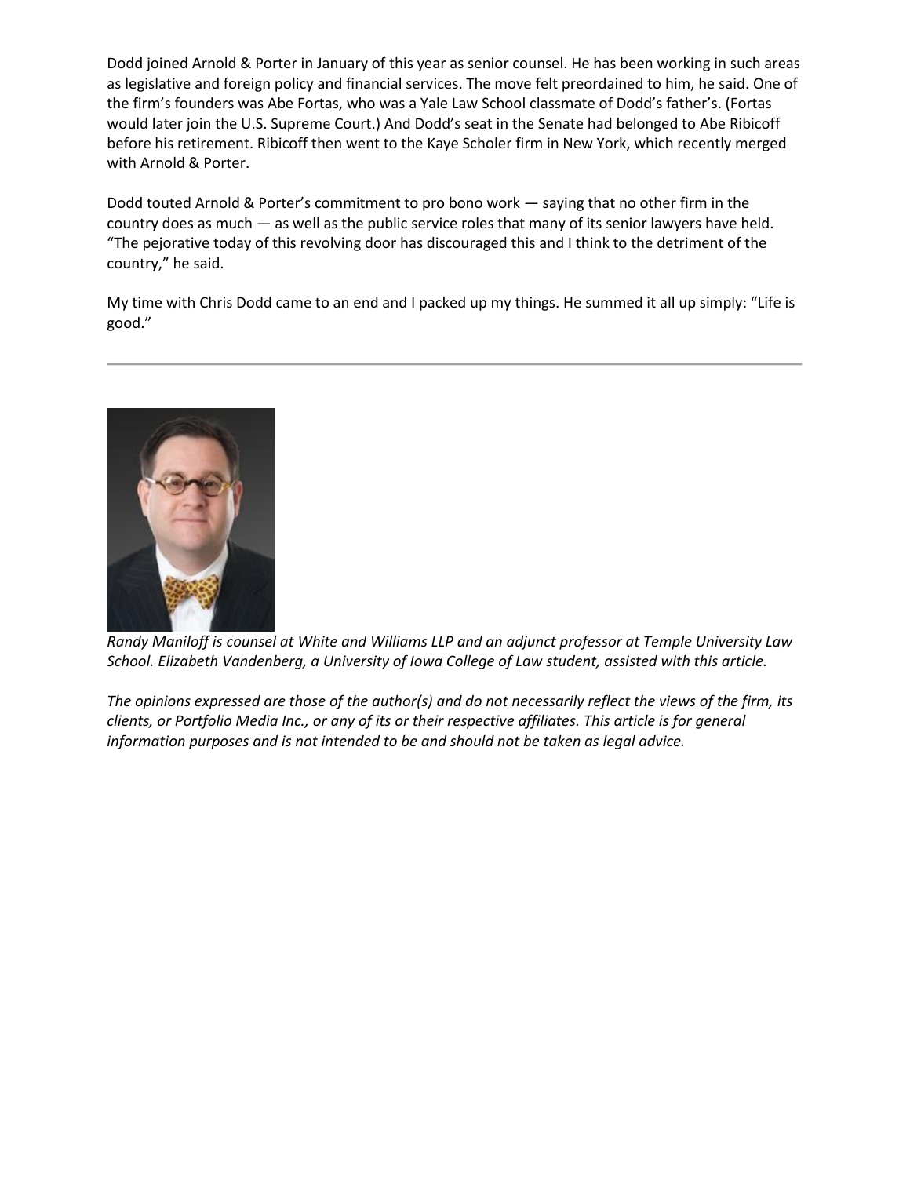Dodd joined Arnold & Porter in January of this year as senior counsel. He has been working in such areas as legislative and foreign policy and financial services. The move felt preordained to him, he said. One of the firm's founders was Abe Fortas, who was a Yale Law School classmate of Dodd's father's. (Fortas would later join the U.S. Supreme Court.) And Dodd's seat in the Senate had belonged to Abe Ribicoff before his retirement. Ribicoff then went to the Kaye Scholer firm in New York, which recently merged with Arnold & Porter.

Dodd touted Arnold & Porter's commitment to pro bono work — saying that no other firm in the country does as much — as well as the public service roles that many of its senior lawyers have held. "The pejorative today of this revolving door has discouraged this and I think to the detriment of the country," he said.

My time with Chris Dodd came to an end and I packed up my things. He summed it all up simply: "Life is good."

---

*Randy Maniloff is counsel at White and Williams LLP and an adjunct professor at Temple University Law School. Elizabeth Vandenberg, a University of Iowa College of Law student, assisted with this article.*

*The opinions expressed are those of the author(s) and do not necessarily reflect the views of the firm, its clients, or Portfolio Media Inc., or any of its or their respective affiliates. This article is for general information purposes and is not intended to be and should not be taken as legal advice.*